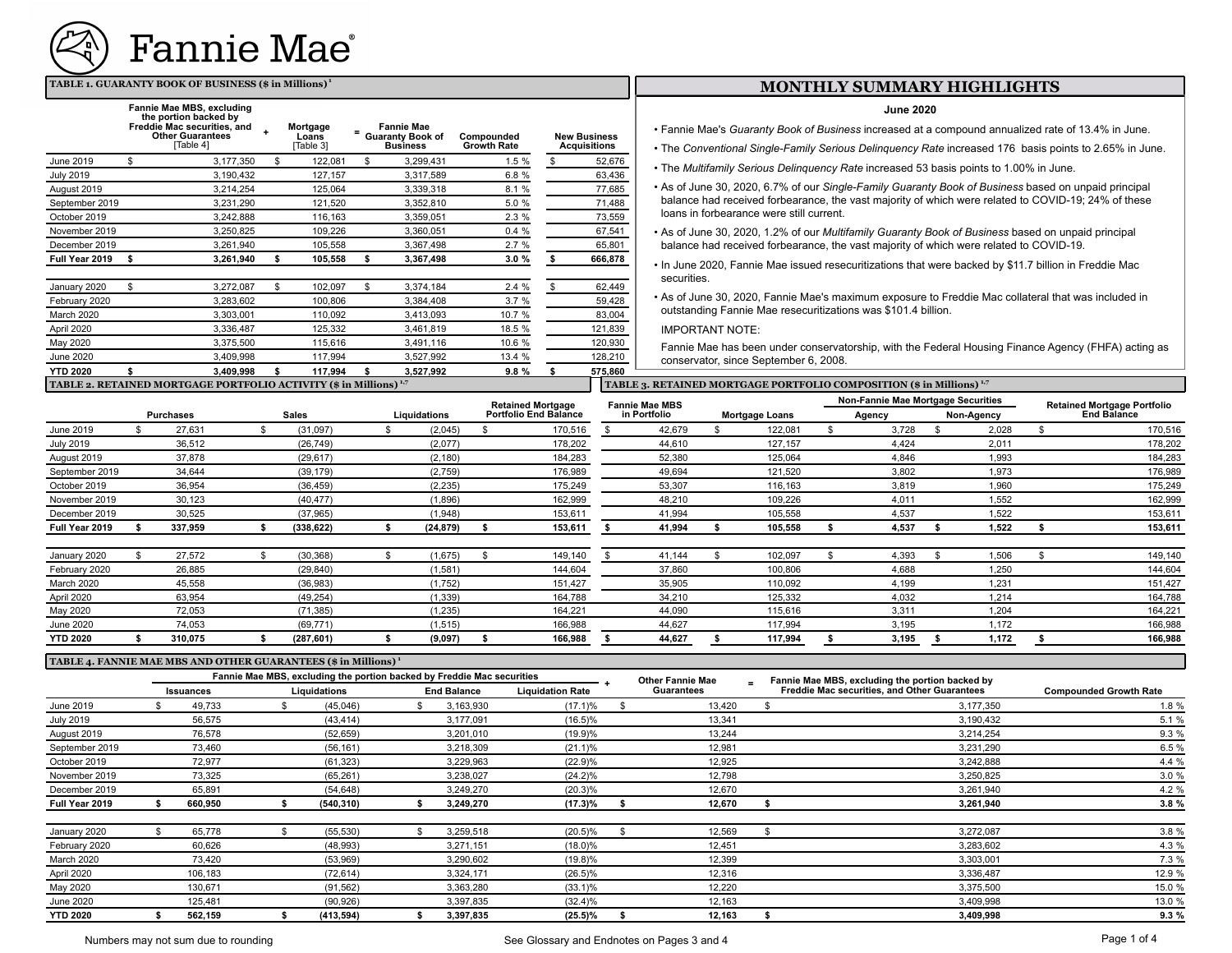# Fannie Mae

## TABLE 1. GUARANTY BOOK OF BUSINESS ($ in Millions) [1]

| | Fannie Mae MBS, excluding the portion backed by Freddie Mac securities, and Other Guarantees [Table 4] | + Mortgage Loans [Table 3] | = Fannie Mae Guaranty Book of Business | Compounded Growth Rate | New Business Acquisitions |
|---|---|---|---|---|---|
| June 2019 | $ 3,177,350 | $ 122,081 | $ 3,299,431 | 1.5 % | $ 52,676 |
| July 2019 | 3,190,432 | 127,157 | 3,317,589 | 6.8 % | 63,436 |
| August 2019 | 3,214,254 | 125,064 | 3,339,318 | 8.1 % | 77,685 |
| September 2019 | 3,231,290 | 121,520 | 3,352,810 | 5.0 % | 71,488 |
| October 2019 | 3,242,888 | 116,163 | 3,359,051 | 2.3 % | 73,559 |
| November 2019 | 3,250,825 | 109,226 | 3,360,051 | 0.4 % | 67,541 |
| December 2019 | 3,261,940 | 105,558 | 3,367,498 | 2.7 % | 65,801 |
| **Full Year 2019** | **$ 3,261,940** | **$ 105,558** | **$ 3,367,498** | **3.0 %** | **$ 666,878** |
| January 2020 | $ 3,272,087 | $ 102,097 | $ 3,374,184 | 2.4 % | $ 62,449 |
| February 2020 | 3,283,602 | 100,806 | 3,384,408 | 3.7 % | 59,428 |
| March 2020 | 3,303,001 | 110,092 | 3,413,093 | 10.7 % | 83,004 |
| April 2020 | 3,336,487 | 125,332 | 3,461,819 | 18.5 % | 121,839 |
| May 2020 | 3,375,500 | 115,616 | 3,491,116 | 10.6 % | 120,930 |
| June 2020 | 3,409,998 | 117,994 | 3,527,992 | 13.4 % | 128,210 |
| **YTD 2020** | **$ 3,409,998** | **$ 117,994** | **$ 3,527,992** | **9.8 %** | **$ 575,860** |

## MONTHLY SUMMARY HIGHLIGHTS

**June 2020**

- Fannie Mae's *Guaranty Book of Business* increased at a compound annualized rate of 13.4% in June.
- The *Conventional Single-Family Serious Delinquency Rate* increased 176 basis points to 2.65% in June.
- The *Multifamily Serious Delinquency Rate* increased 53 basis points to 1.00% in June.
- As of June 30, 2020, 6.7% of our *Single-Family Guaranty Book of Business* based on unpaid principal balance had received forbearance, the vast majority of which were related to COVID-19; 24% of these loans in forbearance were still current.
- As of June 30, 2020, 1.2% of our *Multifamily Guaranty Book of Business* based on unpaid principal balance had received forbearance, the vast majority of which were related to COVID-19.
- In June 2020, Fannie Mae issued resecuritizations that were backed by $11.7 billion in Freddie Mac securities.
- As of June 30, 2020, Fannie Mae's maximum exposure to Freddie Mac collateral that was included in outstanding Fannie Mae resecuritizations was $101.4 billion.

IMPORTANT NOTE:

Fannie Mae has been under conservatorship, with the Federal Housing Finance Agency (FHFA) acting as conservator, since September 6, 2008.

## TABLE 2. RETAINED MORTGAGE PORTFOLIO ACTIVITY ($ in Millions) [1,7]

| | Purchases | Sales | Liquidations | Retained Mortgage Portfolio End Balance |
|---|---|---|---|---|
| June 2019 | $ 27,631 | $ (31,097) | $ (2,045) | $ 170,516 |
| July 2019 | 36,512 | (26,749) | (2,077) | 178,202 |
| August 2019 | 37,878 | (29,617) | (2,180) | 184,283 |
| September 2019 | 34,644 | (39,179) | (2,759) | 176,989 |
| October 2019 | 36,954 | (36,459) | (2,235) | 175,249 |
| November 2019 | 30,123 | (40,477) | (1,896) | 162,999 |
| December 2019 | 30,525 | (37,965) | (1,948) | 153,611 |
| **Full Year 2019** | **$ 337,959** | **$ (338,622)** | **$ (24,879)** | **$ 153,611** |
| January 2020 | $ 27,572 | $ (30,368) | $ (1,675) | $ 149,140 |
| February 2020 | 26,885 | (29,840) | (1,581) | 144,604 |
| March 2020 | 45,558 | (36,983) | (1,752) | 151,427 |
| April 2020 | 63,954 | (49,254) | (1,339) | 164,788 |
| May 2020 | 72,053 | (71,385) | (1,235) | 164,221 |
| June 2020 | 74,053 | (69,771) | (1,515) | 166,988 |
| **YTD 2020** | **$ 310,075** | **$ (287,601)** | **$ (9,097)** | **$ 166,988** |

## TABLE 3. RETAINED MORTGAGE PORTFOLIO COMPOSITION ($ in Millions) [1,7]

| | Fannie Mae MBS in Portfolio | Mortgage Loans | Non-Fannie Mae Mortgage Securities | | Retained Mortgage Portfolio End Balance |
|---|---|---|---|---|---|
| | | | Agency | Non-Agency | |
| June 2019 | $ 42,679 | $ 122,081 | $ 3,728 | $ 2,028 | $ 170,516 |
| July 2019 | 44,610 | 127,157 | 4,424 | 2,011 | 178,202 |
| August 2019 | 52,380 | 125,064 | 4,846 | 1,993 | 184,283 |
| September 2019 | 49,694 | 121,520 | 3,802 | 1,973 | 176,989 |
| October 2019 | 53,307 | 116,163 | 3,819 | 1,960 | 175,249 |
| November 2019 | 48,210 | 109,226 | 4,011 | 1,552 | 162,999 |
| December 2019 | 41,994 | 105,558 | 4,537 | 1,522 | 153,611 |
| **Full Year 2019** | **$ 41,994** | **$ 105,558** | **$ 4,537** | **$ 1,522** | **$ 153,611** |
| January 2020 | $ 41,144 | $ 102,097 | $ 4,393 | $ 1,506 | $ 149,140 |
| February 2020 | 37,860 | 100,806 | 4,688 | 1,250 | 144,604 |
| March 2020 | 35,905 | 110,092 | 4,199 | 1,231 | 151,427 |
| April 2020 | 34,210 | 125,332 | 4,032 | 1,214 | 164,788 |
| May 2020 | 44,090 | 115,616 | 3,311 | 1,204 | 164,221 |
| June 2020 | 44,627 | 117,994 | 3,195 | 1,172 | 166,988 |
| **YTD 2020** | **$ 44,627** | **$ 117,994** | **$ 3,195** | **$ 1,172** | **$ 166,988** |

## TABLE 4. FANNIE MAE MBS AND OTHER GUARANTEES ($ in Millions) [1]

| | Fannie Mae MBS, excluding the portion backed by Freddie Mac securities | | | | + Other Fannie Mae Guarantees | = Fannie Mae MBS, excluding the portion backed by Freddie Mac securities, and Other Guarantees | Compounded Growth Rate |
|---|---|---|---|---|---|---|---|
| | Issuances | Liquidations | End Balance | Liquidation Rate | | | |
| June 2019 | $ 49,733 | $ (45,046) | $ 3,163,930 | (17.1)% | $ 13,420 | $ 3,177,350 | 1.8 % |
| July 2019 | 56,575 | (43,414) | 3,177,091 | (16.5)% | 13,341 | 3,190,432 | 5.1 % |
| August 2019 | 76,578 | (52,659) | 3,201,010 | (19.9)% | 13,244 | 3,214,254 | 9.3 % |
| September 2019 | 73,460 | (56,161) | 3,218,309 | (21.1)% | 12,981 | 3,231,290 | 6.5 % |
| October 2019 | 72,977 | (61,323) | 3,229,963 | (22.9)% | 12,925 | 3,242,888 | 4.4 % |
| November 2019 | 73,325 | (65,261) | 3,238,027 | (24.2)% | 12,798 | 3,250,825 | 3.0 % |
| December 2019 | 65,891 | (54,648) | 3,249,270 | (20.3)% | 12,670 | 3,261,940 | 4.2 % |
| **Full Year 2019** | **$ 660,950** | **$ (540,310)** | **$ 3,249,270** | **(17.3)%** | **$ 12,670** | **$ 3,261,940** | **3.8 %** |
| January 2020 | $ 65,778 | $ (55,530) | $ 3,259,518 | (20.5)% | $ 12,569 | $ 3,272,087 | 3.8 % |
| February 2020 | 60,626 | (48,993) | 3,271,151 | (18.0)% | 12,451 | 3,283,602 | 4.3 % |
| March 2020 | 73,420 | (53,969) | 3,290,602 | (19.8)% | 12,399 | 3,303,001 | 7.3 % |
| April 2020 | 106,183 | (72,614) | 3,324,171 | (26.5)% | 12,316 | 3,336,487 | 12.9 % |
| May 2020 | 130,671 | (91,562) | 3,363,280 | (33.1)% | 12,220 | 3,375,500 | 15.0 % |
| June 2020 | 125,481 | (90,926) | 3,397,835 | (32.4)% | 12,163 | 3,409,998 | 13.0 % |
| **YTD 2020** | **$ 562,159** | **$ (413,594)** | **$ 3,397,835** | **(25.5)%** | **$ 12,163** | **$ 3,409,998** | **9.3 %** |

Numbers may not sum due to rounding

See Glossary and Endnotes on Pages 3 and 4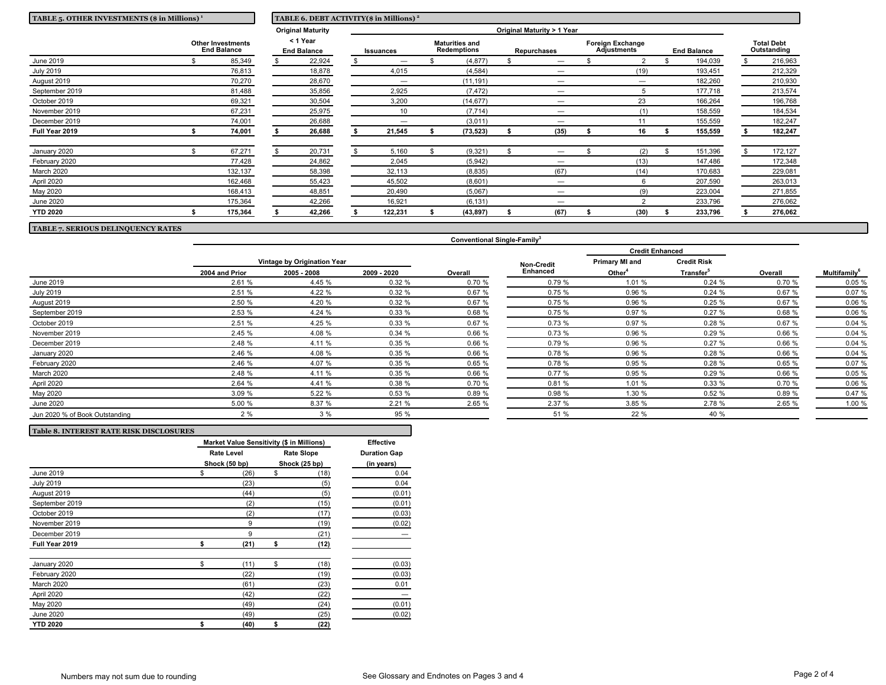## TABLE 5. OTHER INVESTMENTS ($ in Millions)[1]

| | Other Investments End Balance |
|---|---|
| June 2019 | $ 85,349 |
| July 2019 | 76,813 |
| August 2019 | 70,270 |
| September 2019 | 81,488 |
| October 2019 | 69,321 |
| November 2019 | 67,231 |
| December 2019 | 74,001 |
| **Full Year 2019** | **$ 74,001** |
| January 2020 | $ 67,271 |
| February 2020 | 77,428 |
| March 2020 | 132,137 |
| April 2020 | 162,468 |
| May 2020 | 168,413 |
| June 2020 | 175,364 |
| **YTD 2020** | **$ 175,364** |

## TABLE 6. DEBT ACTIVITY($ in Millions)[2]

| | Original Maturity < 1 Year | Original Maturity > 1 Year | | | | | |
|---|---|---|---|---|---|---|---|
| | End Balance | Issuances | Maturities and Redemptions | Repurchases | Foreign Exchange Adjustments | End Balance | Total Debt Outstanding |
| June 2019 | $ 22,924 | $ — | $ (4,877) | $ — | $ 2 | $ 194,039 | $ 216,963 |
| July 2019 | 18,878 | 4,015 | (4,584) | — | (19) | 193,451 | 212,329 |
| August 2019 | 28,670 | — | (11,191) | — | — | 182,260 | 210,930 |
| September 2019 | 35,856 | 2,925 | (7,472) | — | 5 | 177,718 | 213,574 |
| October 2019 | 30,504 | 3,200 | (14,677) | — | 23 | 166,264 | 196,768 |
| November 2019 | 25,975 | 10 | (7,714) | — | (1) | 158,559 | 184,534 |
| December 2019 | 26,688 | — | (3,011) | — | 11 | 155,559 | 182,247 |
| **Full Year 2019** | **$ 26,688** | **$ 21,545** | **$ (73,523)** | **$ (35)** | **$ 16** | **$ 155,559** | **$ 182,247** |
| January 2020 | $ 20,731 | $ 5,160 | $ (9,321) | $ — | $ (2) | $ 151,396 | $ 172,127 |
| February 2020 | 24,862 | 2,045 | (5,942) | — | (13) | 147,486 | 172,348 |
| March 2020 | 58,398 | 32,113 | (8,835) | (67) | (14) | 170,683 | 229,081 |
| April 2020 | 55,423 | 45,502 | (8,601) | — | 6 | 207,590 | 263,013 |
| May 2020 | 48,851 | 20,490 | (5,067) | — | (9) | 223,004 | 271,855 |
| June 2020 | 42,266 | 16,921 | (6,131) | — | 2 | 233,796 | 276,062 |
| **YTD 2020** | **$ 42,266** | **$ 122,231** | **$ (43,897)** | **$ (67)** | **$ (30)** | **$ 233,796** | **$ 276,062** |

## TABLE 7. SERIOUS DELINQUENCY RATES

| | Conventional Single-Family[3] | | | | | | | | |
|---|---|---|---|---|---|---|---|---|---|
| | Vintage by Origination Year | | | | | Credit Enhanced | | | |
| | 2004 and Prior | 2005 - 2008 | 2009 - 2020 | Overall | Non-Credit Enhanced | Primary MI and Other[4] | Credit Risk Transfer[5] | Overall | Multifamily[6] |
| June 2019 | 2.61 % | 4.45 % | 0.32 % | 0.70 % | 0.79 % | 1.01 % | 0.24 % | 0.70 % | 0.05 % |
| July 2019 | 2.51 % | 4.22 % | 0.32 % | 0.67 % | 0.75 % | 0.96 % | 0.24 % | 0.67 % | 0.07 % |
| August 2019 | 2.50 % | 4.20 % | 0.32 % | 0.67 % | 0.75 % | 0.96 % | 0.25 % | 0.67 % | 0.06 % |
| September 2019 | 2.53 % | 4.24 % | 0.33 % | 0.68 % | 0.75 % | 0.97 % | 0.27 % | 0.68 % | 0.06 % |
| October 2019 | 2.51 % | 4.25 % | 0.33 % | 0.67 % | 0.73 % | 0.97 % | 0.28 % | 0.67 % | 0.04 % |
| November 2019 | 2.45 % | 4.08 % | 0.34 % | 0.66 % | 0.73 % | 0.96 % | 0.29 % | 0.66 % | 0.04 % |
| December 2019 | 2.48 % | 4.11 % | 0.35 % | 0.66 % | 0.79 % | 0.96 % | 0.27 % | 0.66 % | 0.04 % |
| January 2020 | 2.46 % | 4.08 % | 0.35 % | 0.66 % | 0.78 % | 0.96 % | 0.28 % | 0.66 % | 0.04 % |
| February 2020 | 2.46 % | 4.07 % | 0.35 % | 0.65 % | 0.78 % | 0.95 % | 0.28 % | 0.65 % | 0.07 % |
| March 2020 | 2.48 % | 4.11 % | 0.35 % | 0.66 % | 0.77 % | 0.95 % | 0.29 % | 0.66 % | 0.05 % |
| April 2020 | 2.64 % | 4.41 % | 0.38 % | 0.70 % | 0.81 % | 1.01 % | 0.33 % | 0.70 % | 0.06 % |
| May 2020 | 3.09 % | 5.22 % | 0.53 % | 0.89 % | 0.98 % | 1.30 % | 0.52 % | 0.89 % | 0.47 % |
| June 2020 | 5.00 % | 8.37 % | 2.21 % | 2.65 % | 2.37 % | 3.85 % | 2.78 % | 2.65 % | 1.00 % |
| Jun 2020 % of Book Outstanding | 2 % | 3 % | 95 % | | 51 % | 22 % | 40 % | | |

## Table 8. INTEREST RATE RISK DISCLOSURES

| | Market Value Sensitivity ($ in Millions) | | Effective |
|---|---|---|---|
| | Rate Level Shock (50 bp) | Rate Slope Shock (25 bp) | Duration Gap (in years) |
| June 2019 | $ (26) | $ (18) | 0.04 |
| July 2019 | (23) | (5) | 0.04 |
| August 2019 | (44) | (5) | (0.01) |
| September 2019 | (2) | (15) | (0.01) |
| October 2019 | (2) | (17) | (0.03) |
| November 2019 | 9 | (19) | (0.02) |
| December 2019 | 9 | (21) | — |
| **Full Year 2019** | **$ (21)** | **$ (12)** | |
| January 2020 | $ (11) | $ (18) | (0.03) |
| February 2020 | (22) | (19) | (0.03) |
| March 2020 | (61) | (23) | 0.01 |
| April 2020 | (42) | (22) | — |
| May 2020 | (49) | (24) | (0.01) |
| June 2020 | (49) | (25) | (0.02) |
| **YTD 2020** | **$ (40)** | **$ (22)** | |

Numbers may not sum due to rounding

See Glossary and Endnotes on Pages 3 and 4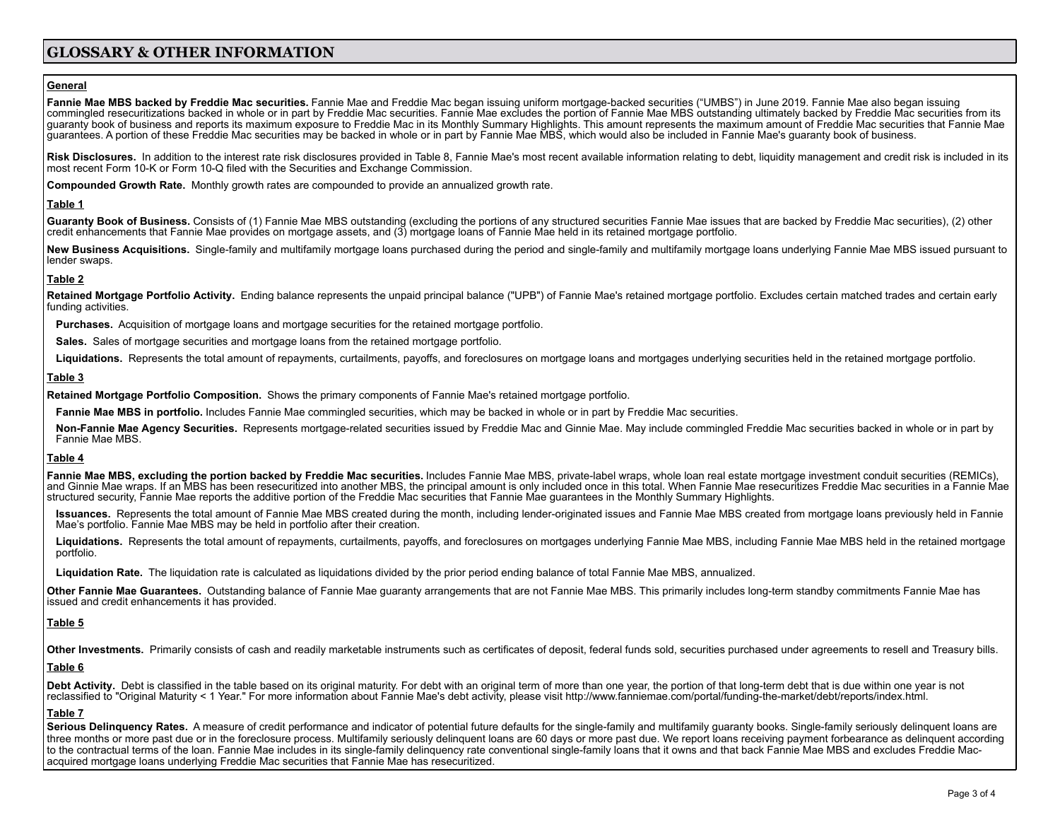# GLOSSARY & OTHER INFORMATION

### General

**Fannie Mae MBS backed by Freddie Mac securities.** Fannie Mae and Freddie Mac began issuing uniform mortgage-backed securities ("UMBS") in June 2019. Fannie Mae also began issuing commingled resecuritizations backed in whole or in part by Freddie Mac securities. Fannie Mae excludes the portion of Fannie Mae MBS outstanding ultimately backed by Freddie Mac securities from its guaranty book of business and reports its maximum exposure to Freddie Mac in its Monthly Summary Highlights. This amount represents the maximum amount of Freddie Mac securities that Fannie Mae guarantees. A portion of these Freddie Mac securities may be backed in whole or in part by Fannie Mae MBS, which would also be included in Fannie Mae's guaranty book of business.

**Risk Disclosures.** In addition to the interest rate risk disclosures provided in Table 8, Fannie Mae's most recent available information relating to debt, liquidity management and credit risk is included in its most recent Form 10-K or Form 10-Q filed with the Securities and Exchange Commission.

**Compounded Growth Rate.** Monthly growth rates are compounded to provide an annualized growth rate.

### Table 1

**Guaranty Book of Business.** Consists of (1) Fannie Mae MBS outstanding (excluding the portions of any structured securities Fannie Mae issues that are backed by Freddie Mac securities), (2) other credit enhancements that Fannie Mae provides on mortgage assets, and (3) mortgage loans of Fannie Mae held in its retained mortgage portfolio.

**New Business Acquisitions.** Single-family and multifamily mortgage loans purchased during the period and single-family and multifamily mortgage loans underlying Fannie Mae MBS issued pursuant to lender swaps.

### Table 2

**Retained Mortgage Portfolio Activity.** Ending balance represents the unpaid principal balance ("UPB") of Fannie Mae's retained mortgage portfolio. Excludes certain matched trades and certain early funding activities.

**Purchases.** Acquisition of mortgage loans and mortgage securities for the retained mortgage portfolio.

**Sales.** Sales of mortgage securities and mortgage loans from the retained mortgage portfolio.

**Liquidations.** Represents the total amount of repayments, curtailments, payoffs, and foreclosures on mortgage loans and mortgages underlying securities held in the retained mortgage portfolio.

### Table 3

**Retained Mortgage Portfolio Composition.** Shows the primary components of Fannie Mae's retained mortgage portfolio.

**Fannie Mae MBS in portfolio.** Includes Fannie Mae commingled securities, which may be backed in whole or in part by Freddie Mac securities.

**Non-Fannie Mae Agency Securities.** Represents mortgage-related securities issued by Freddie Mac and Ginnie Mae. May include commingled Freddie Mac securities backed in whole or in part by Fannie Mae MBS.

### Table 4

**Fannie Mae MBS, excluding the portion backed by Freddie Mac securities.** Includes Fannie Mae MBS, private-label wraps, whole loan real estate mortgage investment conduit securities (REMICs), and Ginnie Mae wraps. If an MBS has been resecuritized into another MBS, the principal amount is only included once in this total. When Fannie Mae resecuritizes Freddie Mac securities in a Fannie Mae structured security, Fannie Mae reports the additive portion of the Freddie Mac securities that Fannie Mae guarantees in the Monthly Summary Highlights.

**Issuances.** Represents the total amount of Fannie Mae MBS created during the month, including lender-originated issues and Fannie Mae MBS created from mortgage loans previously held in Fannie Mae's portfolio. Fannie Mae MBS may be held in portfolio after their creation.

**Liquidations.** Represents the total amount of repayments, curtailments, payoffs, and foreclosures on mortgages underlying Fannie Mae MBS, including Fannie Mae MBS held in the retained mortgage portfolio.

**Liquidation Rate.** The liquidation rate is calculated as liquidations divided by the prior period ending balance of total Fannie Mae MBS, annualized.

**Other Fannie Mae Guarantees.** Outstanding balance of Fannie Mae guaranty arrangements that are not Fannie Mae MBS. This primarily includes long-term standby commitments Fannie Mae has issued and credit enhancements it has provided.

### Table 5

**Other Investments.** Primarily consists of cash and readily marketable instruments such as certificates of deposit, federal funds sold, securities purchased under agreements to resell and Treasury bills.

### Table 6

**Debt Activity.** Debt is classified in the table based on its original maturity. For debt with an original term of more than one year, the portion of that long-term debt that is due within one year is not reclassified to "Original Maturity < 1 Year." For more information about Fannie Mae's debt activity, please visit http://www.fanniemae.com/portal/funding-the-market/debt/reports/index.html.

### Table 7

**Serious Delinquency Rates.** A measure of credit performance and indicator of potential future defaults for the single-family and multifamily guaranty books. Single-family seriously delinquent loans are three months or more past due or in the foreclosure process. Multifamily seriously delinquent loans are 60 days or more past due. We report loans receiving payment forbearance as delinquent according to the contractual terms of the loan. Fannie Mae includes in its single-family delinquency rate conventional single-family loans that it owns and that back Fannie Mae MBS and excludes Freddie Mac-acquired mortgage loans underlying Freddie Mac securities that Fannie Mae has resecuritized.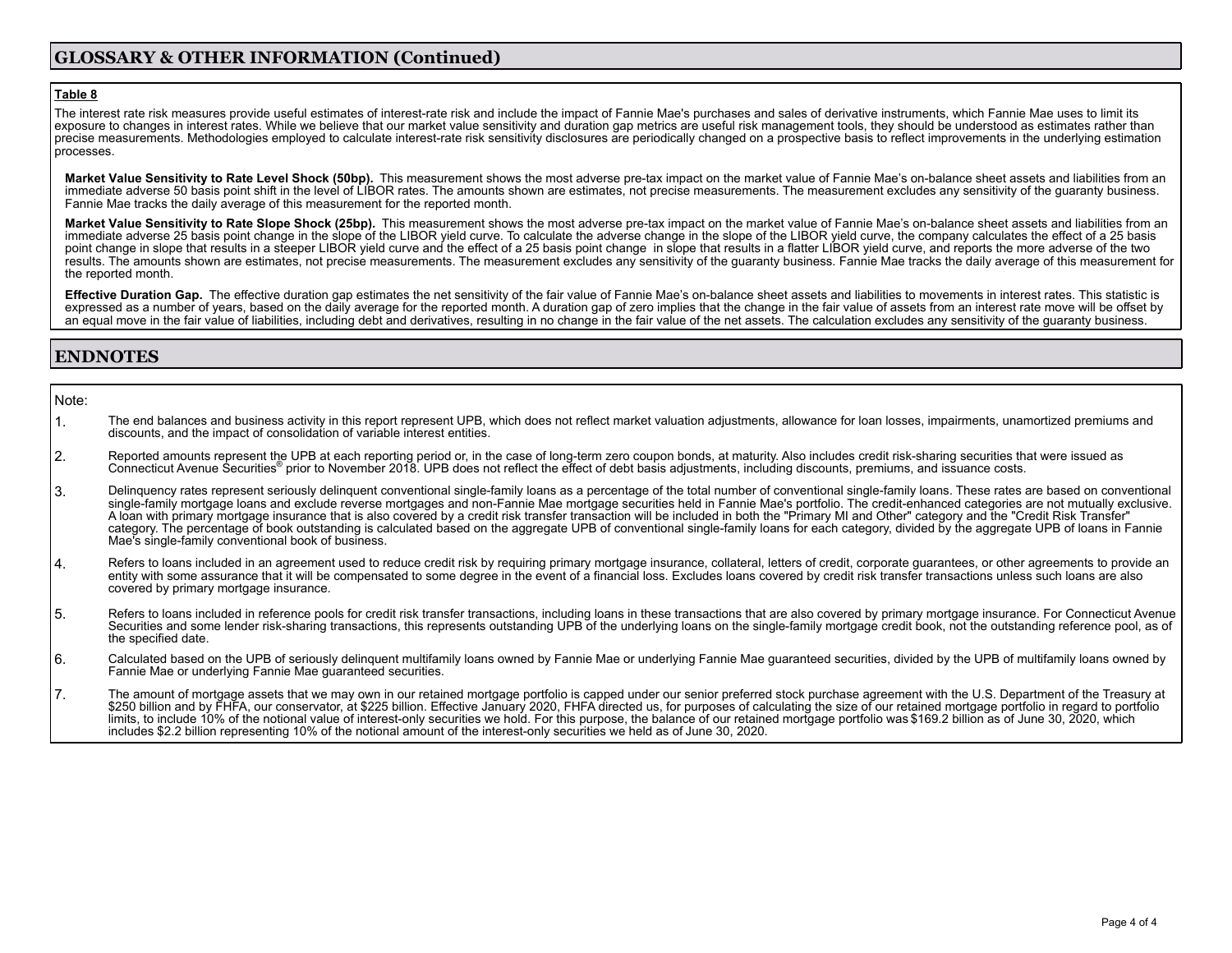## GLOSSARY & OTHER INFORMATION (Continued)

**Table 8**

The interest rate risk measures provide useful estimates of interest-rate risk and include the impact of Fannie Mae's purchases and sales of derivative instruments, which Fannie Mae uses to limit its exposure to changes in interest rates. While we believe that our market value sensitivity and duration gap metrics are useful risk management tools, they should be understood as estimates rather than precise measurements. Methodologies employed to calculate interest-rate risk sensitivity disclosures are periodically changed on a prospective basis to reflect improvements in the underlying estimation processes.

**Market Value Sensitivity to Rate Level Shock (50bp).** This measurement shows the most adverse pre-tax impact on the market value of Fannie Mae's on-balance sheet assets and liabilities from an immediate adverse 50 basis point shift in the level of LIBOR rates. The amounts shown are estimates, not precise measurements. The measurement excludes any sensitivity of the guaranty business. Fannie Mae tracks the daily average of this measurement for the reported month.

**Market Value Sensitivity to Rate Slope Shock (25bp).** This measurement shows the most adverse pre-tax impact on the market value of Fannie Mae's on-balance sheet assets and liabilities from an immediate adverse 25 basis point change in the slope of the LIBOR yield curve. To calculate the adverse change in the slope of the LIBOR yield curve, the company calculates the effect of a 25 basis point change in slope that results in a steeper LIBOR yield curve and the effect of a 25 basis point change in slope that results in a flatter LIBOR yield curve, and reports the more adverse of the two results. The amounts shown are estimates, not precise measurements. The measurement excludes any sensitivity of the guaranty business. Fannie Mae tracks the daily average of this measurement for the reported month.

**Effective Duration Gap.** The effective duration gap estimates the net sensitivity of the fair value of Fannie Mae's on-balance sheet assets and liabilities to movements in interest rates. This statistic is expressed as a number of years, based on the daily average for the reported month. A duration gap of zero implies that the change in the fair value of assets from an interest rate move will be offset by an equal move in the fair value of liabilities, including debt and derivatives, resulting in no change in the fair value of the net assets. The calculation excludes any sensitivity of the guaranty business.

## ENDNOTES

Note:

1. The end balances and business activity in this report represent UPB, which does not reflect market valuation adjustments, allowance for loan losses, impairments, unamortized premiums and discounts, and the impact of consolidation of variable interest entities.
2. Reported amounts represent the UPB at each reporting period or, in the case of long-term zero coupon bonds, at maturity. Also includes credit risk-sharing securities that were issued as Connecticut Avenue Securities® prior to November 2018. UPB does not reflect the effect of debt basis adjustments, including discounts, premiums, and issuance costs.
3. Delinquency rates represent seriously delinquent conventional single-family loans as a percentage of the total number of conventional single-family loans. These rates are based on conventional single-family mortgage loans and exclude reverse mortgages and non-Fannie Mae mortgage securities held in Fannie Mae's portfolio. The credit-enhanced categories are not mutually exclusive. A loan with primary mortgage insurance that is also covered by a credit risk transfer transaction will be included in both the "Primary MI and Other" category and the "Credit Risk Transfer" category. The percentage of book outstanding is calculated based on the aggregate UPB of conventional single-family loans for each category, divided by the aggregate UPB of loans in Fannie Mae's single-family conventional book of business.
4. Refers to loans included in an agreement used to reduce credit risk by requiring primary mortgage insurance, collateral, letters of credit, corporate guarantees, or other agreements to provide an entity with some assurance that it will be compensated to some degree in the event of a financial loss. Excludes loans covered by credit risk transfer transactions unless such loans are also covered by primary mortgage insurance.
5. Refers to loans included in reference pools for credit risk transfer transactions, including loans in these transactions that are also covered by primary mortgage insurance. For Connecticut Avenue Securities and some lender risk-sharing transactions, this represents outstanding UPB of the underlying loans on the single-family mortgage credit book, not the outstanding reference pool, as of the specified date.
6. Calculated based on the UPB of seriously delinquent multifamily loans owned by Fannie Mae or underlying Fannie Mae guaranteed securities, divided by the UPB of multifamily loans owned by Fannie Mae or underlying Fannie Mae guaranteed securities.
7. The amount of mortgage assets that we may own in our retained mortgage portfolio is capped under our senior preferred stock purchase agreement with the U.S. Department of the Treasury at $250 billion and by FHFA, our conservator, at $225 billion. Effective January 2020, FHFA directed us, for purposes of calculating the size of our retained mortgage portfolio in regard to portfolio limits, to include 10% of the notional value of interest-only securities we hold. For this purpose, the balance of our retained mortgage portfolio was $169.2 billion as of June 30, 2020, which includes $2.2 billion representing 10% of the notional amount of the interest-only securities we held as of June 30, 2020.